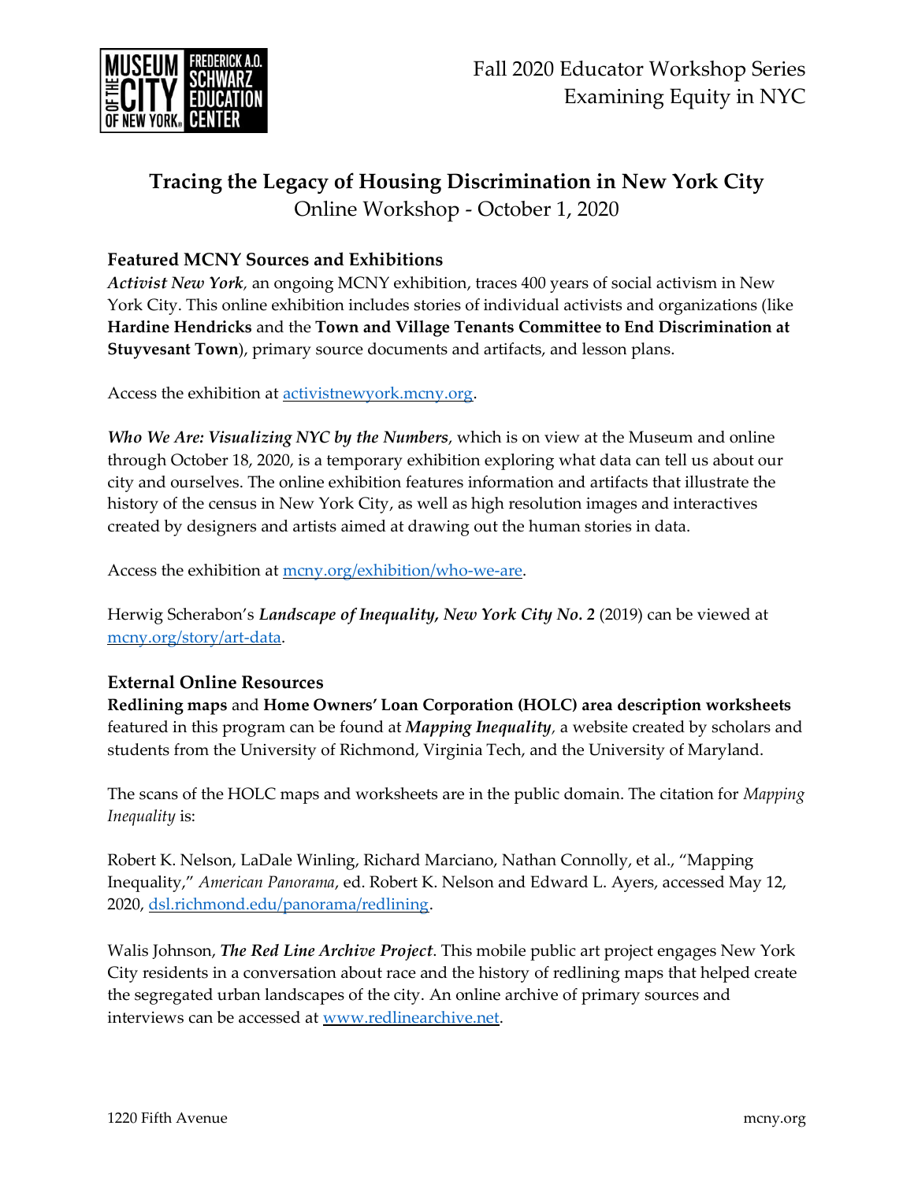Fall 2020 Educator Workshop Series
Examining Equity in NYC

# Tracing the Legacy of Housing Discrimination in New York City

Online Workshop - October 1, 2020

## Featured MCNY Sources and Exhibitions

***Activist New York***, an ongoing MCNY exhibition, traces 400 years of social activism in New York City. This online exhibition includes stories of individual activists and organizations (like **Hardine Hendricks** and the **Town and Village Tenants Committee to End Discrimination at Stuyvesant Town**), primary source documents and artifacts, and lesson plans.

Access the exhibition at activistnewyork.mcny.org.

***Who We Are: Visualizing NYC by the Numbers***, which is on view at the Museum and online through October 18, 2020, is a temporary exhibition exploring what data can tell us about our city and ourselves. The online exhibition features information and artifacts that illustrate the history of the census in New York City, as well as high resolution images and interactives created by designers and artists aimed at drawing out the human stories in data.

Access the exhibition at mcny.org/exhibition/who-we-are.

Herwig Scherabon's ***Landscape of Inequality, New York City No. 2*** (2019) can be viewed at mcny.org/story/art-data.

## External Online Resources

**Redlining maps** and **Home Owners' Loan Corporation (HOLC) area description worksheets** featured in this program can be found at ***Mapping Inequality***, a website created by scholars and students from the University of Richmond, Virginia Tech, and the University of Maryland.

The scans of the HOLC maps and worksheets are in the public domain. The citation for *Mapping Inequality* is:

Robert K. Nelson, LaDale Winling, Richard Marciano, Nathan Connolly, et al., "Mapping Inequality," *American Panorama*, ed. Robert K. Nelson and Edward L. Ayers, accessed May 12, 2020, dsl.richmond.edu/panorama/redlining.

Walis Johnson, ***The Red Line Archive Project***. This mobile public art project engages New York City residents in a conversation about race and the history of redlining maps that helped create the segregated urban landscapes of the city. An online archive of primary sources and interviews can be accessed at www.redlinearchive.net.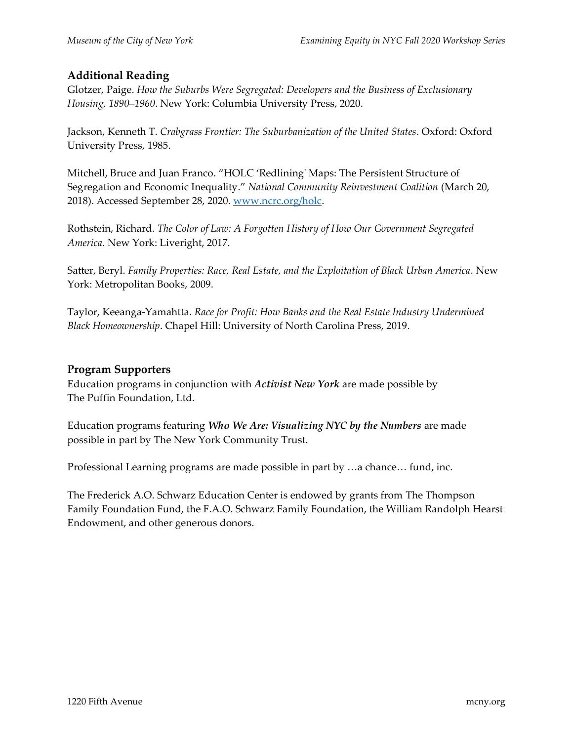## Additional Reading

Glotzer, Paige. *How the Suburbs Were Segregated: Developers and the Business of Exclusionary Housing, 1890–1960*. New York: Columbia University Press, 2020.

Jackson, Kenneth T. *Crabgrass Frontier: The Suburbanization of the United States*. Oxford: Oxford University Press, 1985.

Mitchell, Bruce and Juan Franco. "HOLC 'Redlining' Maps: The Persistent Structure of Segregation and Economic Inequality." *National Community Reinvestment Coalition* (March 20, 2018). Accessed September 28, 2020. [www.ncrc.org/holc](www.ncrc.org/holc).

Rothstein, Richard. *The Color of Law: A Forgotten History of How Our Government Segregated America*. New York: Liveright, 2017.

Satter, Beryl. *Family Properties: Race, Real Estate, and the Exploitation of Black Urban America*. New York: Metropolitan Books, 2009.

Taylor, Keeanga-Yamahtta. *Race for Profit: How Banks and the Real Estate Industry Undermined Black Homeownership*. Chapel Hill: University of North Carolina Press, 2019.

## Program Supporters

Education programs in conjunction with ***Activist New York*** are made possible by The Puffin Foundation, Ltd.

Education programs featuring ***Who We Are: Visualizing NYC by the Numbers*** are made possible in part by The New York Community Trust.

Professional Learning programs are made possible in part by …a chance… fund, inc.

The Frederick A.O. Schwarz Education Center is endowed by grants from The Thompson Family Foundation Fund, the F.A.O. Schwarz Family Foundation, the William Randolph Hearst Endowment, and other generous donors.